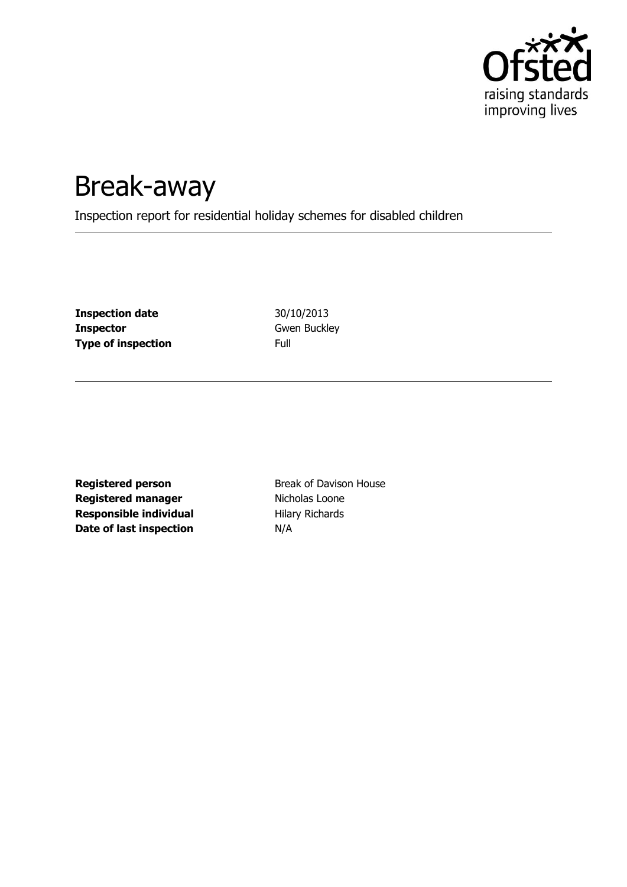Ofsted
raising standards
improving lives

# Break-away

Inspection report for residential holiday schemes for disabled children

| | |
|---|---|
| **Inspection date** | 30/10/2013 |
| **Inspector** | Gwen Buckley |
| **Type of inspection** | Full |

| | |
|---|---|
| **Registered person** | Break of Davison House |
| **Registered manager** | Nicholas Loone |
| **Responsible individual** | Hilary Richards |
| **Date of last inspection** | N/A |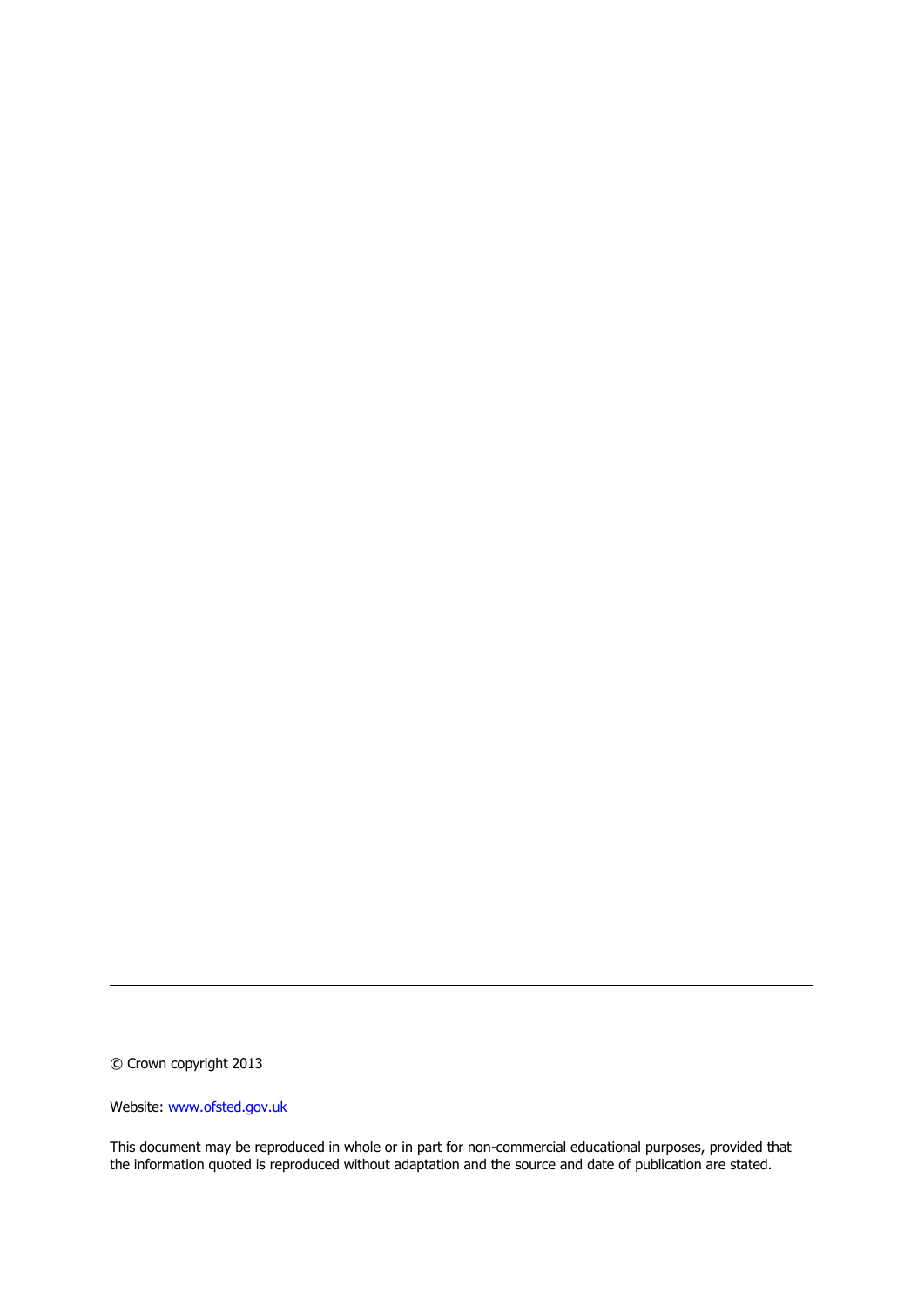---

© Crown copyright 2013

Website: [www.ofsted.gov.uk](http://www.ofsted.gov.uk)

This document may be reproduced in whole or in part for non-commercial educational purposes, provided that the information quoted is reproduced without adaptation and the source and date of publication are stated.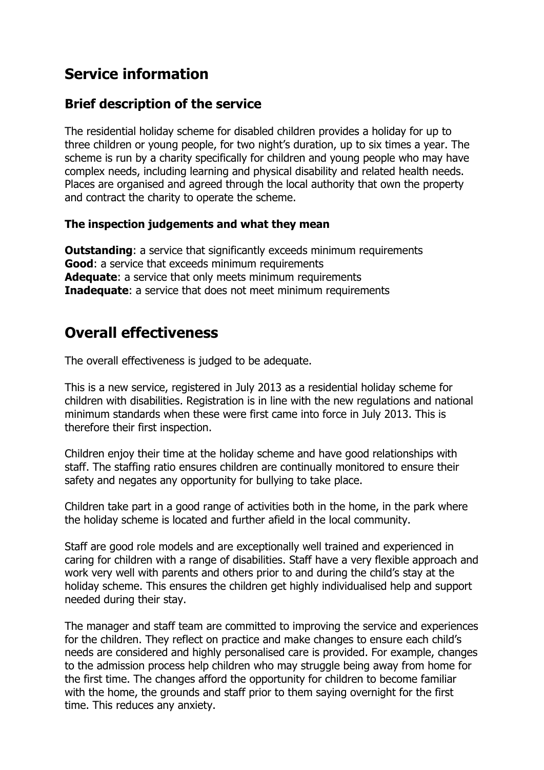# Service information

## Brief description of the service

The residential holiday scheme for disabled children provides a holiday for up to three children or young people, for two night's duration, up to six times a year. The scheme is run by a charity specifically for children and young people who may have complex needs, including learning and physical disability and related health needs. Places are organised and agreed through the local authority that own the property and contract the charity to operate the scheme.

### The inspection judgements and what they mean

**Outstanding**: a service that significantly exceeds minimum requirements
**Good**: a service that exceeds minimum requirements
**Adequate**: a service that only meets minimum requirements
**Inadequate**: a service that does not meet minimum requirements

# Overall effectiveness

The overall effectiveness is judged to be adequate.

This is a new service, registered in July 2013 as a residential holiday scheme for children with disabilities. Registration is in line with the new regulations and national minimum standards when these were first came into force in July 2013. This is therefore their first inspection.

Children enjoy their time at the holiday scheme and have good relationships with staff. The staffing ratio ensures children are continually monitored to ensure their safety and negates any opportunity for bullying to take place.

Children take part in a good range of activities both in the home, in the park where the holiday scheme is located and further afield in the local community.

Staff are good role models and are exceptionally well trained and experienced in caring for children with a range of disabilities. Staff have a very flexible approach and work very well with parents and others prior to and during the child's stay at the holiday scheme. This ensures the children get highly individualised help and support needed during their stay.

The manager and staff team are committed to improving the service and experiences for the children. They reflect on practice and make changes to ensure each child's needs are considered and highly personalised care is provided. For example, changes to the admission process help children who may struggle being away from home for the first time. The changes afford the opportunity for children to become familiar with the home, the grounds and staff prior to them saying overnight for the first time. This reduces any anxiety.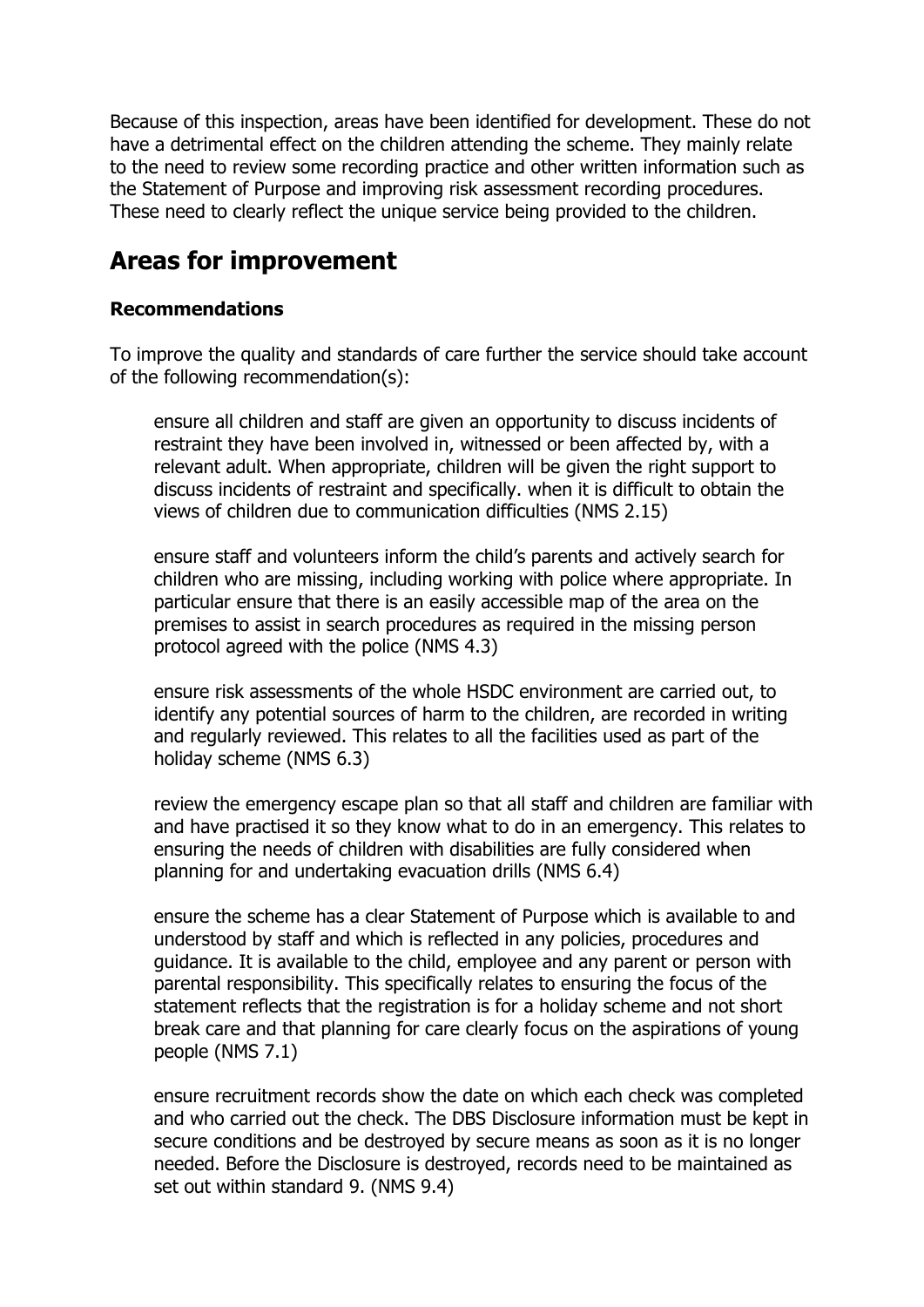Because of this inspection, areas have been identified for development. These do not have a detrimental effect on the children attending the scheme. They mainly relate to the need to review some recording practice and other written information such as the Statement of Purpose and improving risk assessment recording procedures. These need to clearly reflect the unique service being provided to the children.

## Areas for improvement

### Recommendations

To improve the quality and standards of care further the service should take account of the following recommendation(s):

- ensure all children and staff are given an opportunity to discuss incidents of restraint they have been involved in, witnessed or been affected by, with a relevant adult. When appropriate, children will be given the right support to discuss incidents of restraint and specifically. when it is difficult to obtain the views of children due to communication difficulties (NMS 2.15)

- ensure staff and volunteers inform the child's parents and actively search for children who are missing, including working with police where appropriate. In particular ensure that there is an easily accessible map of the area on the premises to assist in search procedures as required in the missing person protocol agreed with the police (NMS 4.3)

- ensure risk assessments of the whole HSDC environment are carried out, to identify any potential sources of harm to the children, are recorded in writing and regularly reviewed. This relates to all the facilities used as part of the holiday scheme (NMS 6.3)

- review the emergency escape plan so that all staff and children are familiar with and have practised it so they know what to do in an emergency. This relates to ensuring the needs of children with disabilities are fully considered when planning for and undertaking evacuation drills (NMS 6.4)

- ensure the scheme has a clear Statement of Purpose which is available to and understood by staff and which is reflected in any policies, procedures and guidance. It is available to the child, employee and any parent or person with parental responsibility. This specifically relates to ensuring the focus of the statement reflects that the registration is for a holiday scheme and not short break care and that planning for care clearly focus on the aspirations of young people (NMS 7.1)

- ensure recruitment records show the date on which each check was completed and who carried out the check. The DBS Disclosure information must be kept in secure conditions and be destroyed by secure means as soon as it is no longer needed. Before the Disclosure is destroyed, records need to be maintained as set out within standard 9. (NMS 9.4)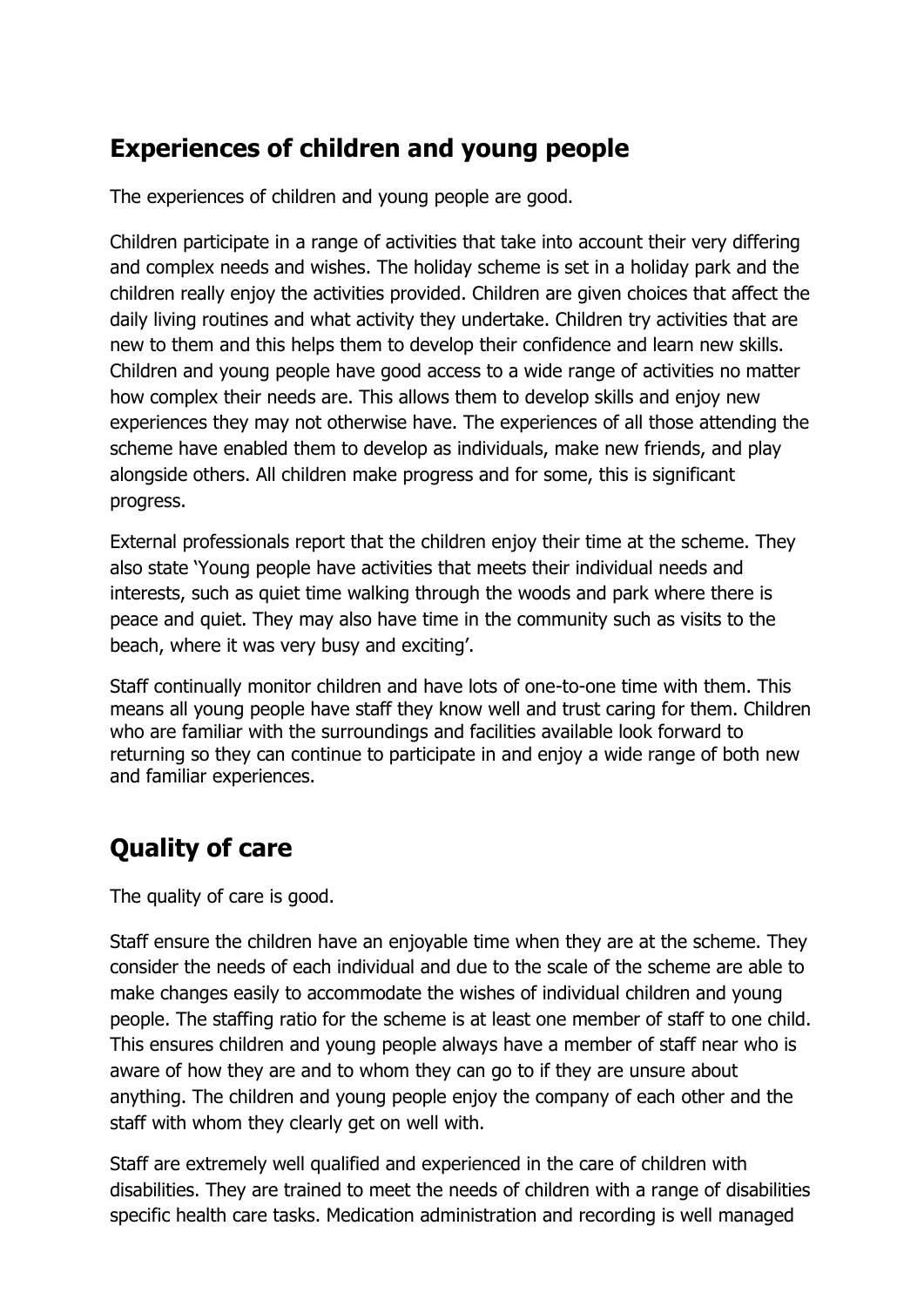## Experiences of children and young people

The experiences of children and young people are good.

Children participate in a range of activities that take into account their very differing and complex needs and wishes. The holiday scheme is set in a holiday park and the children really enjoy the activities provided. Children are given choices that affect the daily living routines and what activity they undertake. Children try activities that are new to them and this helps them to develop their confidence and learn new skills. Children and young people have good access to a wide range of activities no matter how complex their needs are. This allows them to develop skills and enjoy new experiences they may not otherwise have. The experiences of all those attending the scheme have enabled them to develop as individuals, make new friends, and play alongside others. All children make progress and for some, this is significant progress.

External professionals report that the children enjoy their time at the scheme. They also state 'Young people have activities that meets their individual needs and interests, such as quiet time walking through the woods and park where there is peace and quiet. They may also have time in the community such as visits to the beach, where it was very busy and exciting'.

Staff continually monitor children and have lots of one-to-one time with them. This means all young people have staff they know well and trust caring for them. Children who are familiar with the surroundings and facilities available look forward to returning so they can continue to participate in and enjoy a wide range of both new and familiar experiences.

## Quality of care

The quality of care is good.

Staff ensure the children have an enjoyable time when they are at the scheme. They consider the needs of each individual and due to the scale of the scheme are able to make changes easily to accommodate the wishes of individual children and young people. The staffing ratio for the scheme is at least one member of staff to one child. This ensures children and young people always have a member of staff near who is aware of how they are and to whom they can go to if they are unsure about anything. The children and young people enjoy the company of each other and the staff with whom they clearly get on well with.

Staff are extremely well qualified and experienced in the care of children with disabilities. They are trained to meet the needs of children with a range of disabilities specific health care tasks. Medication administration and recording is well managed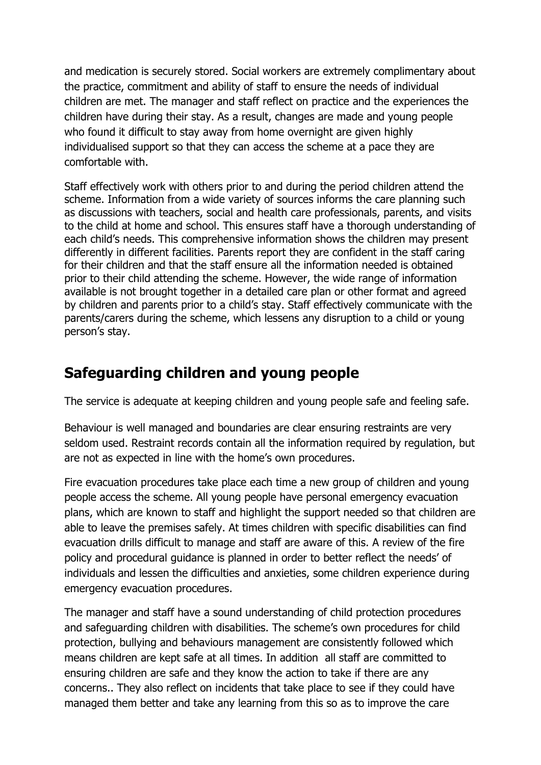and medication is securely stored. Social workers are extremely complimentary about the practice, commitment and ability of staff to ensure the needs of individual children are met. The manager and staff reflect on practice and the experiences the children have during their stay. As a result, changes are made and young people who found it difficult to stay away from home overnight are given highly individualised support so that they can access the scheme at a pace they are comfortable with.

Staff effectively work with others prior to and during the period children attend the scheme. Information from a wide variety of sources informs the care planning such as discussions with teachers, social and health care professionals, parents, and visits to the child at home and school. This ensures staff have a thorough understanding of each child's needs. This comprehensive information shows the children may present differently in different facilities. Parents report they are confident in the staff caring for their children and that the staff ensure all the information needed is obtained prior to their child attending the scheme. However, the wide range of information available is not brought together in a detailed care plan or other format and agreed by children and parents prior to a child's stay. Staff effectively communicate with the parents/carers during the scheme, which lessens any disruption to a child or young person's stay.

## Safeguarding children and young people

The service is adequate at keeping children and young people safe and feeling safe.

Behaviour is well managed and boundaries are clear ensuring restraints are very seldom used. Restraint records contain all the information required by regulation, but are not as expected in line with the home's own procedures.

Fire evacuation procedures take place each time a new group of children and young people access the scheme. All young people have personal emergency evacuation plans, which are known to staff and highlight the support needed so that children are able to leave the premises safely. At times children with specific disabilities can find evacuation drills difficult to manage and staff are aware of this. A review of the fire policy and procedural guidance is planned in order to better reflect the needs' of individuals and lessen the difficulties and anxieties, some children experience during emergency evacuation procedures.

The manager and staff have a sound understanding of child protection procedures and safeguarding children with disabilities. The scheme's own procedures for child protection, bullying and behaviours management are consistently followed which means children are kept safe at all times. In addition all staff are committed to ensuring children are safe and they know the action to take if there are any concerns.. They also reflect on incidents that take place to see if they could have managed them better and take any learning from this so as to improve the care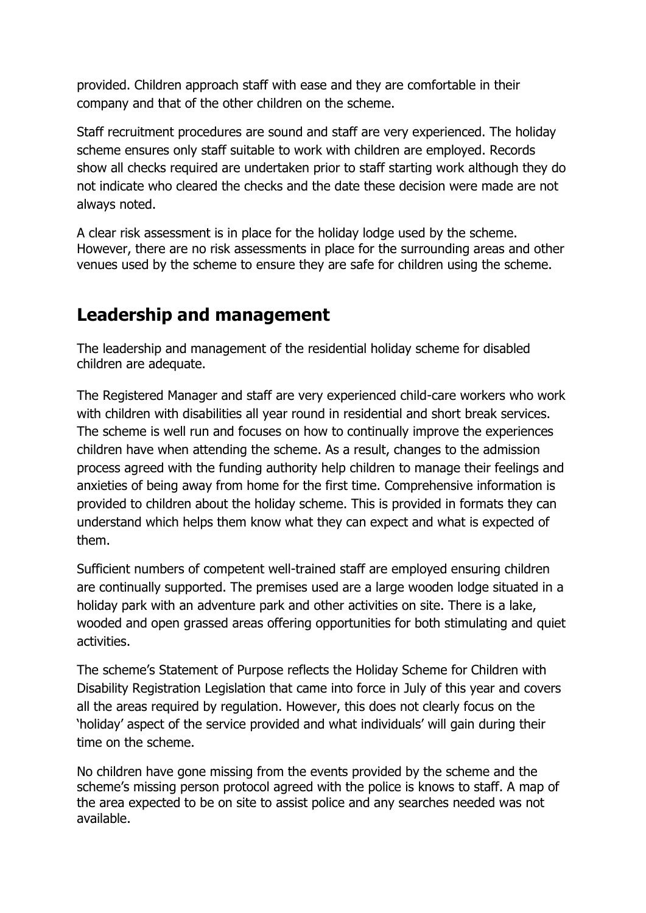provided. Children approach staff with ease and they are comfortable in their company and that of the other children on the scheme.

Staff recruitment procedures are sound and staff are very experienced. The holiday scheme ensures only staff suitable to work with children are employed. Records show all checks required are undertaken prior to staff starting work although they do not indicate who cleared the checks and the date these decision were made are not always noted.

A clear risk assessment is in place for the holiday lodge used by the scheme. However, there are no risk assessments in place for the surrounding areas and other venues used by the scheme to ensure they are safe for children using the scheme.

## Leadership and management

The leadership and management of the residential holiday scheme for disabled children are adequate.

The Registered Manager and staff are very experienced child-care workers who work with children with disabilities all year round in residential and short break services. The scheme is well run and focuses on how to continually improve the experiences children have when attending the scheme. As a result, changes to the admission process agreed with the funding authority help children to manage their feelings and anxieties of being away from home for the first time. Comprehensive information is provided to children about the holiday scheme. This is provided in formats they can understand which helps them know what they can expect and what is expected of them.

Sufficient numbers of competent well-trained staff are employed ensuring children are continually supported. The premises used are a large wooden lodge situated in a holiday park with an adventure park and other activities on site. There is a lake, wooded and open grassed areas offering opportunities for both stimulating and quiet activities.

The scheme's Statement of Purpose reflects the Holiday Scheme for Children with Disability Registration Legislation that came into force in July of this year and covers all the areas required by regulation. However, this does not clearly focus on the 'holiday' aspect of the service provided and what individuals' will gain during their time on the scheme.

No children have gone missing from the events provided by the scheme and the scheme's missing person protocol agreed with the police is knows to staff. A map of the area expected to be on site to assist police and any searches needed was not available.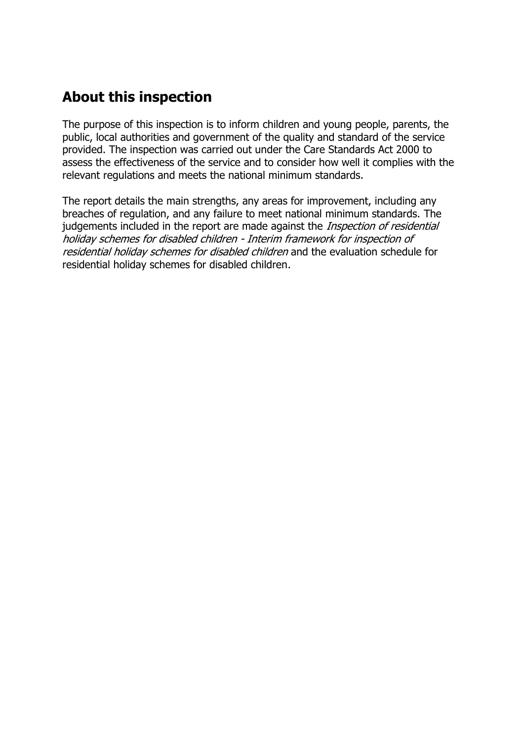## About this inspection

The purpose of this inspection is to inform children and young people, parents, the public, local authorities and government of the quality and standard of the service provided. The inspection was carried out under the Care Standards Act 2000 to assess the effectiveness of the service and to consider how well it complies with the relevant regulations and meets the national minimum standards.

The report details the main strengths, any areas for improvement, including any breaches of regulation, and any failure to meet national minimum standards. The judgements included in the report are made against the *Inspection of residential holiday schemes for disabled children - Interim framework for inspection of residential holiday schemes for disabled children* and the evaluation schedule for residential holiday schemes for disabled children.